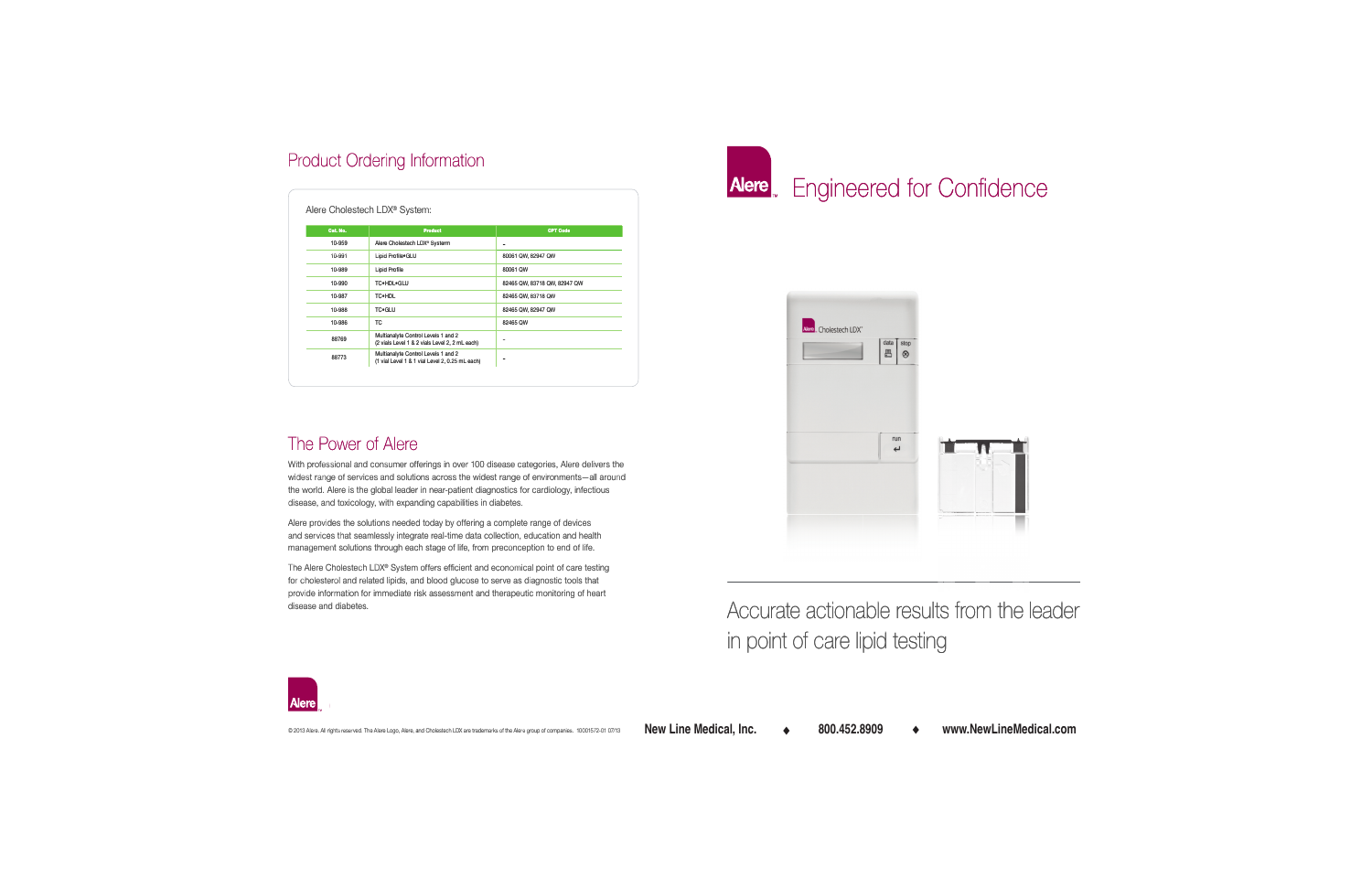## Product Ordering Information

Alere Cholestech LDX® System:

| Cat. No. | Product | CPT Code |
|---|---|---|
| 10-959 | Alere Cholestech LDX® System | - |
| 10-991 | Lipid Profile•GLU | 80061 QW, 82947 QW |
| 10-989 | Lipid Profile | 80061 QW |
| 10-990 | TC•HDL•GLU | 82465 QW, 83718 QW, 82947 QW |
| 10-987 | TC•HDL | 82465 QW, 83718 QW |
| 10-988 | TC•GLU | 82465 QW, 82947 QW |
| 10-986 | TC | 82465 QW |
| 88769 | Multianalyte Control Levels 1 and 2 (2 vials Level 1 & 2 vials Level 2, 2 mL each) | - |
| 88773 | Multianalyte Control Levels 1 and 2 (1 vial Level 1 & 1 vial Level 2, 0.25 mL each) | - |

## The Power of Alere

With professional and consumer offerings in over 100 disease categories, Alere delivers the widest range of services and solutions across the widest range of environments—all around the world. Alere is the global leader in near-patient diagnostics for cardiology, infectious disease, and toxicology, with expanding capabilities in diabetes.

Alere provides the solutions needed today by offering a complete range of devices and services that seamlessly integrate real-time data collection, education and health management solutions through each stage of life, from preconception to end of life.

The Alere Cholestech LDX® System offers efficient and economical point of care testing for cholesterol and related lipids, and blood glucose to serve as diagnostic tools that provide information for immediate risk assessment and therapeutic monitoring of heart disease and diabetes.

© 2013 Alere. All rights reserved. The Alere Logo, Alere, and Cholestech LDX are trademarks of the Alere group of companies. 10001572-01 07/13

# Engineered for Confidence

Accurate actionable results from the leader in point of care lipid testing

**New Line Medical, Inc.** ♦ **800.452.8909** ♦ **www.NewLineMedical.com**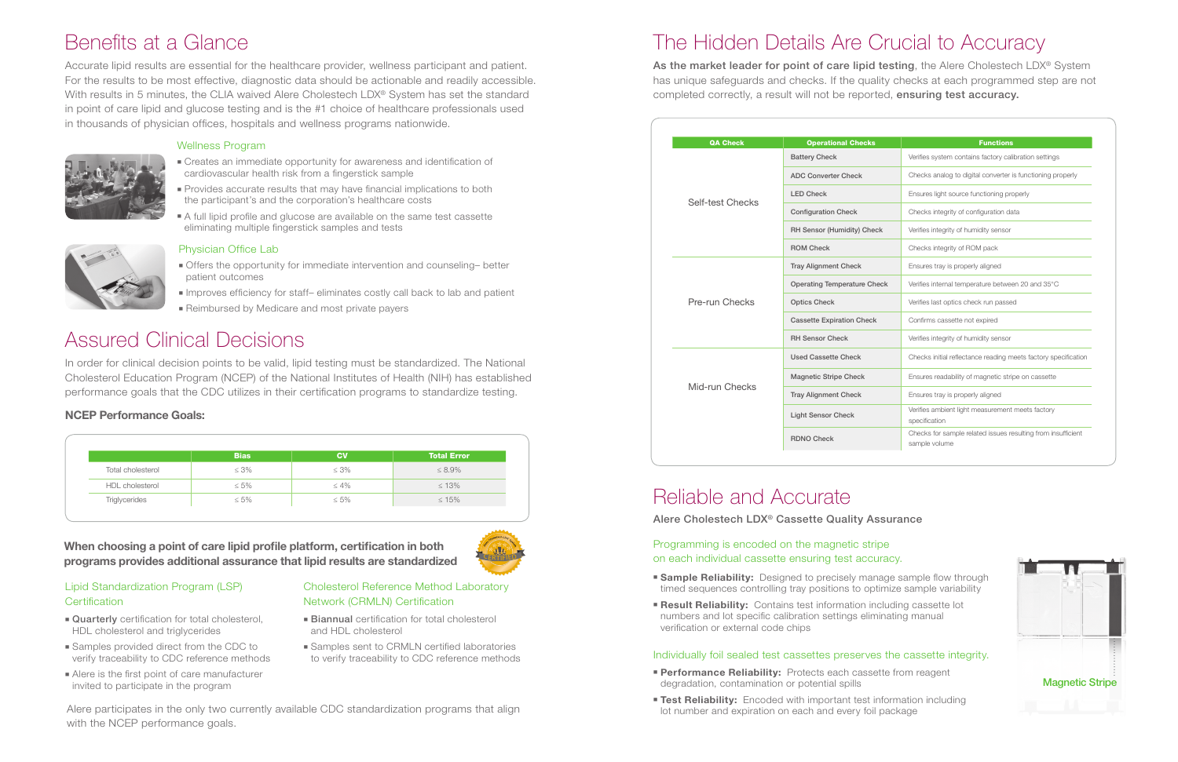# Benefits at a Glance

Accurate lipid results are essential for the healthcare provider, wellness participant and patient. For the results to be most effective, diagnostic data should be actionable and readily accessible. With results in 5 minutes, the CLIA waived Alere Cholestech LDX® System has set the standard in point of care lipid and glucose testing and is the #1 choice of healthcare professionals used in thousands of physician offices, hospitals and wellness programs nationwide.

### Wellness Program

- Creates an immediate opportunity for awareness and identification of cardiovascular health risk from a fingerstick sample
- Provides accurate results that may have financial implications to both the participant's and the corporation's healthcare costs
- A full lipid profile and glucose are available on the same test cassette eliminating multiple fingerstick samples and tests

### Physician Office Lab

- Offers the opportunity for immediate intervention and counseling– better patient outcomes
- Improves efficiency for staff– eliminates costly call back to lab and patient
- Reimbursed by Medicare and most private payers

# Assured Clinical Decisions

In order for clinical decision points to be valid, lipid testing must be standardized. The National Cholesterol Education Program (NCEP) of the National Institutes of Health (NIH) has established performance goals that the CDC utilizes in their certification programs to standardize testing.

**NCEP Performance Goals:**

| | Bias | CV | Total Error |
|---|---|---|---|
| Total cholesterol | ≤ 3% | ≤ 3% | ≤ 8.9% |
| HDL cholesterol | ≤ 5% | ≤ 4% | ≤ 13% |
| Triglycerides | ≤ 5% | ≤ 5% | ≤ 15% |

**When choosing a point of care lipid profile platform, certification in both programs provides additional assurance that lipid results are standardized**

### Lipid Standardization Program (LSP) Certification

- **Quarterly** certification for total cholesterol, HDL cholesterol and triglycerides
- Samples provided direct from the CDC to verify traceability to CDC reference methods
- Alere is the first point of care manufacturer invited to participate in the program

### Cholesterol Reference Method Laboratory Network (CRMLN) Certification

- **Biannual** certification for total cholesterol and HDL cholesterol
- Samples sent to CRMLN certified laboratories to verify traceability to CDC reference methods

Alere participates in the only two currently available CDC standardization programs that align with the NCEP performance goals.

# The Hidden Details Are Crucial to Accuracy

**As the market leader for point of care lipid testing**, the Alere Cholestech LDX® System has unique safeguards and checks. If the quality checks at each programmed step are not completed correctly, a result will not be reported, **ensuring test accuracy.**

| QA Check | Operational Checks | Functions |
|---|---|---|
| Self-test Checks | Battery Check | Verifies system contains factory calibration settings |
| | ADC Converter Check | Checks analog to digital converter is functioning properly |
| | LED Check | Ensures light source functioning properly |
| | Configuration Check | Checks integrity of configuration data |
| | RH Sensor (Humidity) Check | Verifies integrity of humidity sensor |
| | ROM Check | Checks integrity of ROM pack |
| Pre-run Checks | Tray Alignment Check | Ensures tray is properly aligned |
| | Operating Temperature Check | Verifies internal temperature between 20 and 35°C |
| | Optics Check | Verifies last optics check run passed |
| | Cassette Expiration Check | Confirms cassette not expired |
| | RH Sensor Check | Verifies integrity of humidity sensor |
| Mid-run Checks | Used Cassette Check | Checks initial reflectance reading meets factory specification |
| | Magnetic Stripe Check | Ensures readability of magnetic stripe on cassette |
| | Tray Alignment Check | Ensures tray is properly aligned |
| | Light Sensor Check | Verifies ambient light measurement meets factory specification |
| | RDNO Check | Checks for sample related issues resulting from insufficient sample volume |

# Reliable and Accurate

**Alere Cholestech LDX® Cassette Quality Assurance**

### Programming is encoded on the magnetic stripe on each individual cassette ensuring test accuracy.

- **Sample Reliability:** Designed to precisely manage sample flow through timed sequences controlling tray positions to optimize sample variability
- **Result Reliability:** Contains test information including cassette lot numbers and lot specific calibration settings eliminating manual verification or external code chips

### Individually foil sealed test cassettes preserves the cassette integrity.

- **Performance Reliability:** Protects each cassette from reagent degradation, contamination or potential spills
- **Test Reliability:** Encoded with important test information including lot number and expiration on each and every foil package

Magnetic Stripe